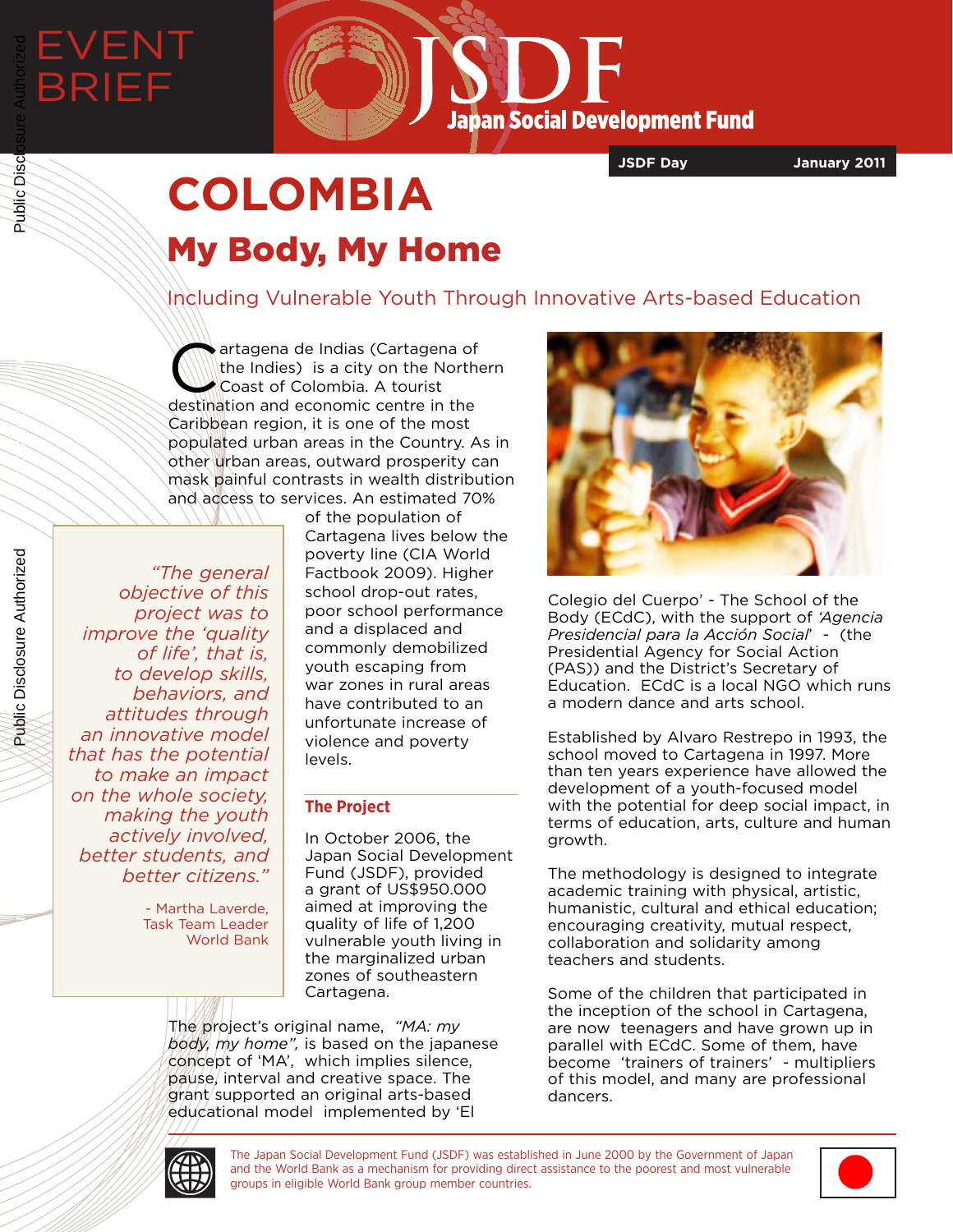EVENT BRIEF

**JSDF Day** | **January 2011**

# COLOMBIA

## My Body, My Home

Including Vulnerable Youth Through Innovative Arts-based Education

Cartagena de Indias (Cartagena of the Indies) is a city on the Northern Coast of Colombia. A tourist destination and economic centre in the Caribbean region, it is one of the most populated urban areas in the Country. As in other urban areas, outward prosperity can mask painful contrasts in wealth distribution and access to services. An estimated 70% of the population of Cartagena lives below the poverty line (CIA World Factbook 2009). Higher school drop-out rates, poor school performance and a displaced and commonly demobilized youth escaping from war zones in rural areas have contributed to an unfortunate increase of violence and poverty levels.

> *"The general objective of this project was to improve the 'quality of life', that is, to develop skills, behaviors, and attitudes through an innovative model that has the potential to make an impact on the whole society, making the youth actively involved, better students, and better citizens."*
>
> \- Martha Laverde, Task Team Leader World Bank

### The Project

In October 2006, the Japan Social Development Fund (JSDF), provided a grant of US$950.000 aimed at improving the quality of life of 1,200 vulnerable youth living in the marginalized urban zones of southeastern Cartagena.

The project's original name, *"MA: my body, my home",* is based on the japanese concept of 'MA', which implies silence, pause, interval and creative space. The grant supported an original arts-based educational model implemented by 'El Colegio del Cuerpo' - The School of the Body (ECdC), with the support of *'Agencia Presidencial para la Acción Social'* - (the Presidential Agency for Social Action (PAS)) and the District's Secretary of Education. ECdC is a local NGO which runs a modern dance and arts school.

Established by Alvaro Restrepo in 1993, the school moved to Cartagena in 1997. More than ten years experience have allowed the development of a youth-focused model with the potential for deep social impact, in terms of education, arts, culture and human growth.

The methodology is designed to integrate academic training with physical, artistic, humanistic, cultural and ethical education; encouraging creativity, mutual respect, collaboration and solidarity among teachers and students.

Some of the children that participated in the inception of the school in Cartagena, are now teenagers and have grown up in parallel with ECdC. Some of them, have become 'trainers of trainers' - multipliers of this model, and many are professional dancers.

The Japan Social Development Fund (JSDF) was established in June 2000 by the Government of Japan and the World Bank as a mechanism for providing direct assistance to the poorest and most vulnerable groups in eligible World Bank group member countries.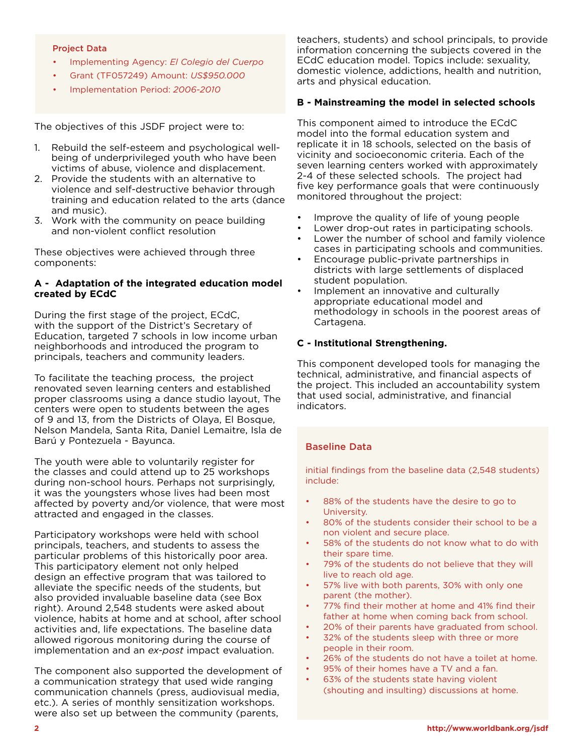**Project Data**

- Implementing Agency: *El Colegio del Cuerpo*
- Grant (TF057249) Amount: *US$950.000*
- Implementation Period: *2006-2010*

The objectives of this JSDF project were to:

1. Rebuild the self-esteem and psychological well-being of underprivileged youth who have been victims of abuse, violence and displacement.
2. Provide the students with an alternative to violence and self-destructive behavior through training and education related to the arts (dance and music).
3. Work with the community on peace building and non-violent conflict resolution

These objectives were achieved through three components:

**A - Adaptation of the integrated education model created by ECdC**

During the first stage of the project, ECdC, with the support of the District's Secretary of Education, targeted 7 schools in low income urban neighborhoods and introduced the program to principals, teachers and community leaders.

To facilitate the teaching process, the project renovated seven learning centers and established proper classrooms using a dance studio layout, The centers were open to students between the ages of 9 and 13, from the Districts of Olaya, El Bosque, Nelson Mandela, Santa Rita, Daniel Lemaitre, Isla de Barú y Pontezuela - Bayunca.

The youth were able to voluntarily register for the classes and could attend up to 25 workshops during non-school hours. Perhaps not surprisingly, it was the youngsters whose lives had been most affected by poverty and/or violence, that were most attracted and engaged in the classes.

Participatory workshops were held with school principals, teachers, and students to assess the particular problems of this historically poor area. This participatory element not only helped design an effective program that was tailored to alleviate the specific needs of the students, but also provided invaluable baseline data (see Box right). Around 2,548 students were asked about violence, habits at home and at school, after school activities and, life expectations. The baseline data allowed rigorous monitoring during the course of implementation and an *ex-post* impact evaluation.

The component also supported the development of a communication strategy that used wide ranging communication channels (press, audiovisual media, etc.). A series of monthly sensitization workshops. were also set up between the community (parents, teachers, students) and school principals, to provide information concerning the subjects covered in the ECdC education model. Topics include: sexuality, domestic violence, addictions, health and nutrition, arts and physical education.

**B - Mainstreaming the model in selected schools**

This component aimed to introduce the ECdC model into the formal education system and replicate it in 18 schools, selected on the basis of vicinity and socioeconomic criteria. Each of the seven learning centers worked with approximately 2-4 of these selected schools. The project had five key performance goals that were continuously monitored throughout the project:

- Improve the quality of life of young people
- Lower drop-out rates in participating schools.
- Lower the number of school and family violence cases in participating schools and communities.
- Encourage public-private partnerships in districts with large settlements of displaced student population.
- Implement an innovative and culturally appropriate educational model and methodology in schools in the poorest areas of Cartagena.

**C - Institutional Strengthening.**

This component developed tools for managing the technical, administrative, and financial aspects of the project. This included an accountability system that used social, administrative, and financial indicators.

**Baseline Data**

initial findings from the baseline data (2,548 students) include:

- 88% of the students have the desire to go to University.
- 80% of the students consider their school to be a non violent and secure place.
- 58% of the students do not know what to do with their spare time.
- 79% of the students do not believe that they will live to reach old age.
- 57% live with both parents, 30% with only one parent (the mother).
- 77% find their mother at home and 41% find their father at home when coming back from school.
- 20% of their parents have graduated from school.
- 32% of the students sleep with three or more people in their room.
- 26% of the students do not have a toilet at home.
- 95% of their homes have a TV and a fan.
- 63% of the students state having violent (shouting and insulting) discussions at home.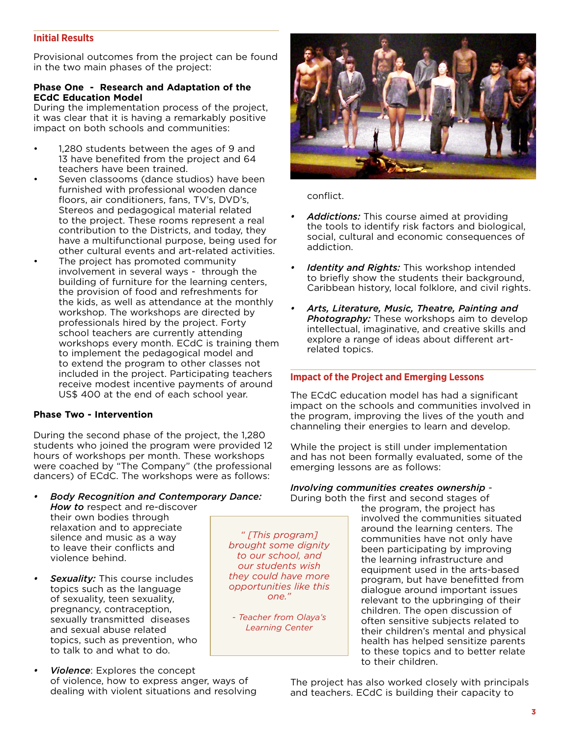## Initial Results

Provisional outcomes from the project can be found in the two main phases of the project:

**Phase One - Research and Adaptation of the ECdC Education Model**
During the implementation process of the project, it was clear that it is having a remarkably positive impact on both schools and communities:

- 1,280 students between the ages of 9 and 13 have benefited from the project and 64 teachers have been trained.
- Seven classooms (dance studios) have been furnished with professional wooden dance floors, air conditioners, fans, TV's, DVD's, Stereos and pedagogical material related to the project. These rooms represent a real contribution to the Districts, and today, they have a multifunctional purpose, being used for other cultural events and art-related activities.
- The project has promoted community involvement in several ways - through the building of furniture for the learning centers, the provision of food and refreshments for the kids, as well as attendance at the monthly workshop. The workshops are directed by professionals hired by the project. Forty school teachers are currently attending workshops every month. ECdC is training them to implement the pedagogical model and to extend the program to other classes not included in the project. Participating teachers receive modest incentive payments of around US$ 400 at the end of each school year.

**Phase Two - Intervention**

During the second phase of the project, the 1,280 students who joined the program were provided 12 hours of workshops per month. These workshops were coached by "The Company" (the professional dancers) of ECdC. The workshops were as follows:

- ***Body Recognition and Contemporary Dance: How to*** respect and re-discover their own bodies through relaxation and to appreciate silence and music as a way to leave their conflicts and violence behind.
- ***Sexuality:*** This course includes topics such as the language of sexuality, teen sexuality, pregnancy, contraception, sexually transmitted diseases and sexual abuse related topics, such as prevention, who to talk to and what to do.
- ***Violence***: Explores the concept of violence, how to express anger, ways of dealing with violent situations and resolving conflict.
- ***Addictions:*** This course aimed at providing the tools to identify risk factors and biological, social, cultural and economic consequences of addiction.
- ***Identity and Rights:*** This workshop intended to briefly show the students their background, Caribbean history, local folklore, and civil rights.
- ***Arts, Literature, Music, Theatre, Painting and Photography:*** These workshops aim to develop intellectual, imaginative, and creative skills and explore a range of ideas about different art-related topics.

> *" [This program] brought some dignity to our school, and our students wish they could have more opportunities like this one."*
>
> *- Teacher from Olaya's Learning Center*

## Impact of the Project and Emerging Lessons

The ECdC education model has had a significant impact on the schools and communities involved in the program, improving the lives of the youth and channeling their energies to learn and develop.

While the project is still under implementation and has not been formally evaluated, some of the emerging lessons are as follows:

***Involving communities creates ownership*** - During both the first and second stages of the program, the project has involved the communities situated around the learning centers. The communities have not only have been participating by improving the learning infrastructure and equipment used in the arts-based program, but have benefitted from dialogue around important issues relevant to the upbringing of their children. The open discussion of often sensitive subjects related to their children's mental and physical health has helped sensitize parents to these topics and to better relate to their children.

The project has also worked closely with principals and teachers. ECdC is building their capacity to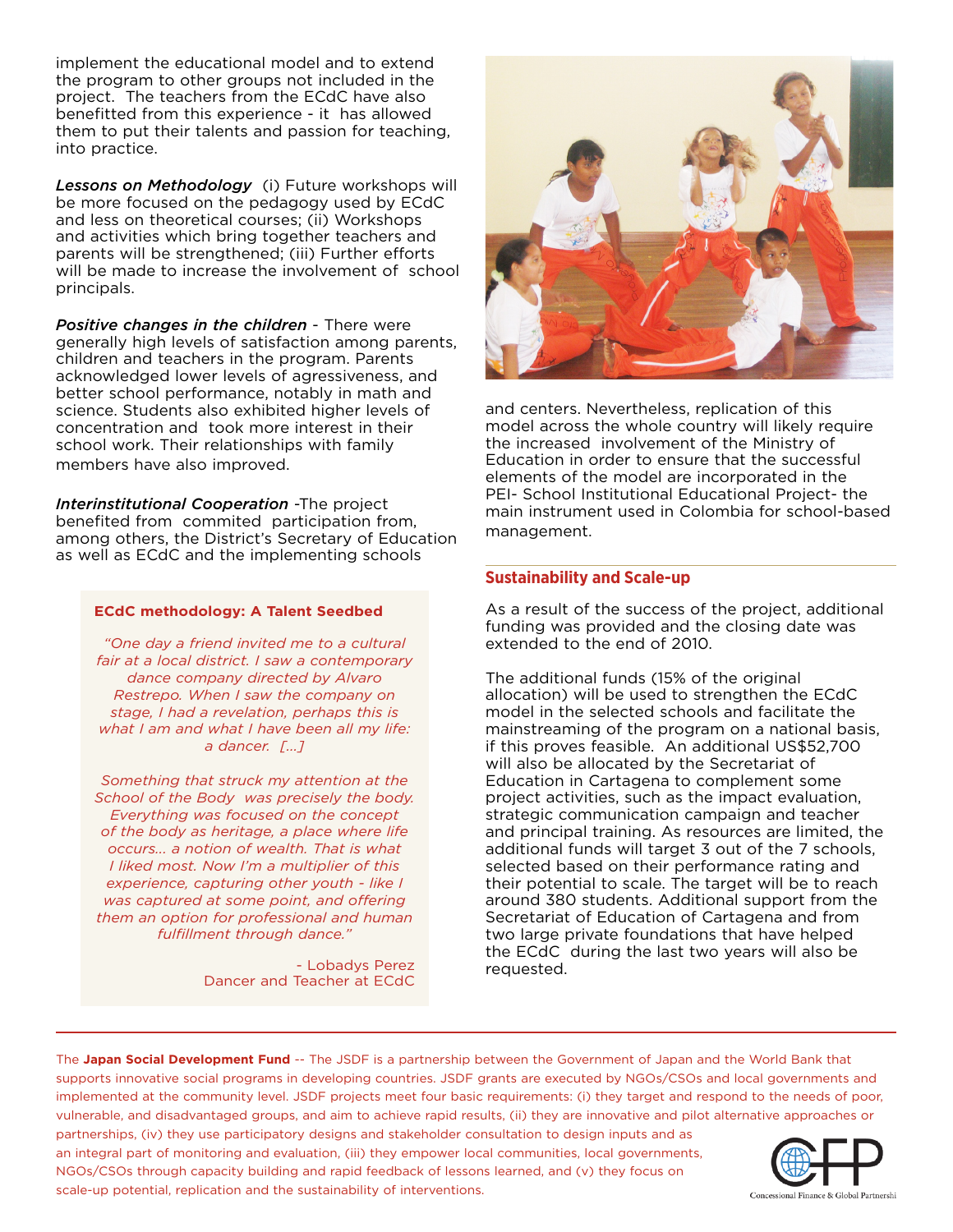implement the educational model and to extend the program to other groups not included in the project. The teachers from the ECdC have also benefitted from this experience - it has allowed them to put their talents and passion for teaching, into practice.

***Lessons on Methodology*** (i) Future workshops will be more focused on the pedagogy used by ECdC and less on theoretical courses; (ii) Workshops and activities which bring together teachers and parents will be strengthened; (iii) Further efforts will be made to increase the involvement of school principals.

***Positive changes in the children*** - There were generally high levels of satisfaction among parents, children and teachers in the program. Parents acknowledged lower levels of agresiveness, and better school performance, notably in math and science. Students also exhibited higher levels of concentration and took more interest in their school work. Their relationships with family members have also improved.

***Interinstitutional Cooperation*** -The project benefited from commited participation from, among others, the District's Secretary of Education as well as ECdC and the implementing schools and centers. Nevertheless, replication of this model across the whole country will likely require the increased involvement of the Ministry of Education in order to ensure that the successful elements of the model are incorporated in the PEI- School Institutional Educational Project- the main instrument used in Colombia for school-based management.

**ECdC methodology: A Talent Seedbed**

*"One day a friend invited me to a cultural fair at a local district. I saw a contemporary dance company directed by Alvaro Restrepo. When I saw the company on stage, I had a revelation, perhaps this is what I am and what I have been all my life: a dancer. [...]*

*Something that struck my attention at the School of the Body was precisely the body. Everything was focused on the concept of the body as heritage, a place where life occurs... a notion of wealth. That is what I liked most. Now I'm a multiplier of this experience, capturing other youth - like I was captured at some point, and offering them an option for professional and human fulfillment through dance."*

- Lobadys Perez
Dancer and Teacher at ECdC

## Sustainability and Scale-up

As a result of the success of the project, additional funding was provided and the closing date was extended to the end of 2010.

The additional funds (15% of the original allocation) will be used to strengthen the ECdC model in the selected schools and facilitate the mainstreaming of the program on a national basis, if this proves feasible. An additional US$52,700 will also be allocated by the Secretariat of Education in Cartagena to complement some project activities, such as the impact evaluation, strategic communication campaign and teacher and principal training. As resources are limited, the additional funds will target 3 out of the 7 schools, selected based on their performance rating and their potential to scale. The target will be to reach around 380 students. Additional support from the Secretariat of Education of Cartagena and from two large private foundations that have helped the ECdC during the last two years will also be requested.

---

The **Japan Social Development Fund** -- The JSDF is a partnership between the Government of Japan and the World Bank that supports innovative social programs in developing countries. JSDF grants are executed by NGOs/CSOs and local governments and implemented at the community level. JSDF projects meet four basic requirements: (i) they target and respond to the needs of poor, vulnerable, and disadvantaged groups, and aim to achieve rapid results, (ii) they are innovative and pilot alternative approaches or partnerships, (iv) they use participatory designs and stakeholder consultation to design inputs and as an integral part of monitoring and evaluation, (iii) they empower local communities, local governments, NGOs/CSOs through capacity building and rapid feedback of lessons learned, and (v) they focus on scale-up potential, replication and the sustainability of interventions.

CFP
Concessional Finance & Global Partnershi